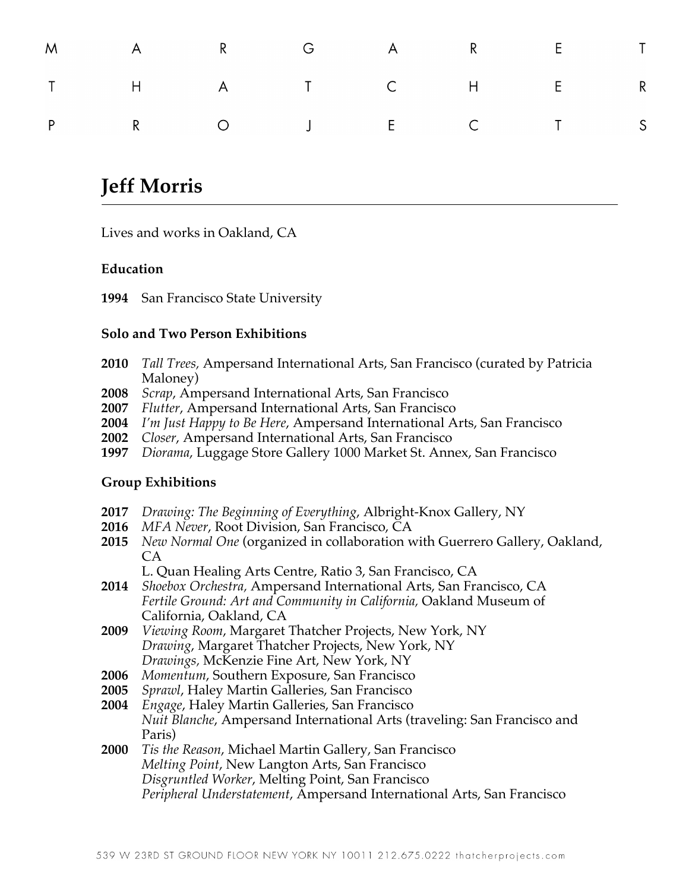M A R G A R E T
T H A T C H E R
P R O J E C T S

# Jeff Morris

Lives and works in Oakland, CA

### Education

**1994** San Francisco State University

### Solo and Two Person Exhibitions

**2010** *Tall Trees,* Ampersand International Arts, San Francisco (curated by Patricia Maloney)
**2008** *Scrap*, Ampersand International Arts, San Francisco
**2007** *Flutter*, Ampersand International Arts, San Francisco
**2004** *I'm Just Happy to Be Here*, Ampersand International Arts, San Francisco
**2002** *Closer*, Ampersand International Arts, San Francisco
**1997** *Diorama,* Luggage Store Gallery 1000 Market St. Annex, San Francisco

### Group Exhibitions

**2017** *Drawing: The Beginning of Everything,* Albright-Knox Gallery, NY
**2016** *MFA Never*, Root Division, San Francisco, CA
**2015** *New Normal One* (organized in collaboration with Guerrero Gallery, Oakland, CA
L. Quan Healing Arts Centre, Ratio 3, San Francisco, CA
**2014** *Shoebox Orchestra,* Ampersand International Arts, San Francisco, CA
*Fertile Ground: Art and Community in California,* Oakland Museum of California, Oakland, CA
**2009** *Viewing Room*, Margaret Thatcher Projects, New York, NY
*Drawing*, Margaret Thatcher Projects, New York, NY
*Drawings,* McKenzie Fine Art, New York, NY
**2006** *Momentum*, Southern Exposure, San Francisco
**2005** *Sprawl*, Haley Martin Galleries, San Francisco
**2004** *Engage*, Haley Martin Galleries, San Francisco
*Nuit Blanche*, Ampersand International Arts (traveling: San Francisco and Paris)
**2000** *Tis the Reason*, Michael Martin Gallery, San Francisco
*Melting Point*, New Langton Arts, San Francisco
*Disgruntled Worker*, Melting Point, San Francisco
*Peripheral Understatement*, Ampersand International Arts, San Francisco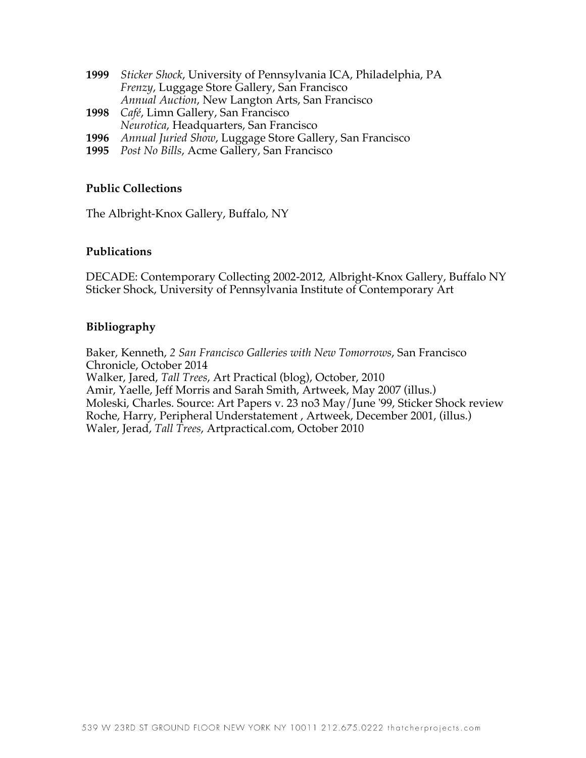**1999** *Sticker Shock*, University of Pennsylvania ICA, Philadelphia, PA
*Frenzy*, Luggage Store Gallery, San Francisco
*Annual Auction*, New Langton Arts, San Francisco
**1998** *Café*, Limn Gallery, San Francisco
*Neurotica*, Headquarters, San Francisco
**1996** *Annual Juried Show*, Luggage Store Gallery, San Francisco
**1995** *Post No Bills*, Acme Gallery, San Francisco

### Public Collections

The Albright-Knox Gallery, Buffalo, NY

### Publications

DECADE: Contemporary Collecting 2002-2012, Albright-Knox Gallery, Buffalo NY
Sticker Shock, University of Pennsylvania Institute of Contemporary Art

### Bibliography

Baker, Kenneth, *2 San Francisco Galleries with New Tomorrows*, San Francisco Chronicle, October 2014
Walker, Jared, *Tall Trees*, Art Practical (blog), October, 2010
Amir, Yaelle, Jeff Morris and Sarah Smith, Artweek, May 2007 (illus.)
Moleski, Charles. Source: Art Papers v. 23 no3 May/June '99, Sticker Shock review
Roche, Harry, Peripheral Understatement , Artweek, December 2001, (illus.)
Waler, Jerad, *Tall Trees*, Artpractical.com, October 2010